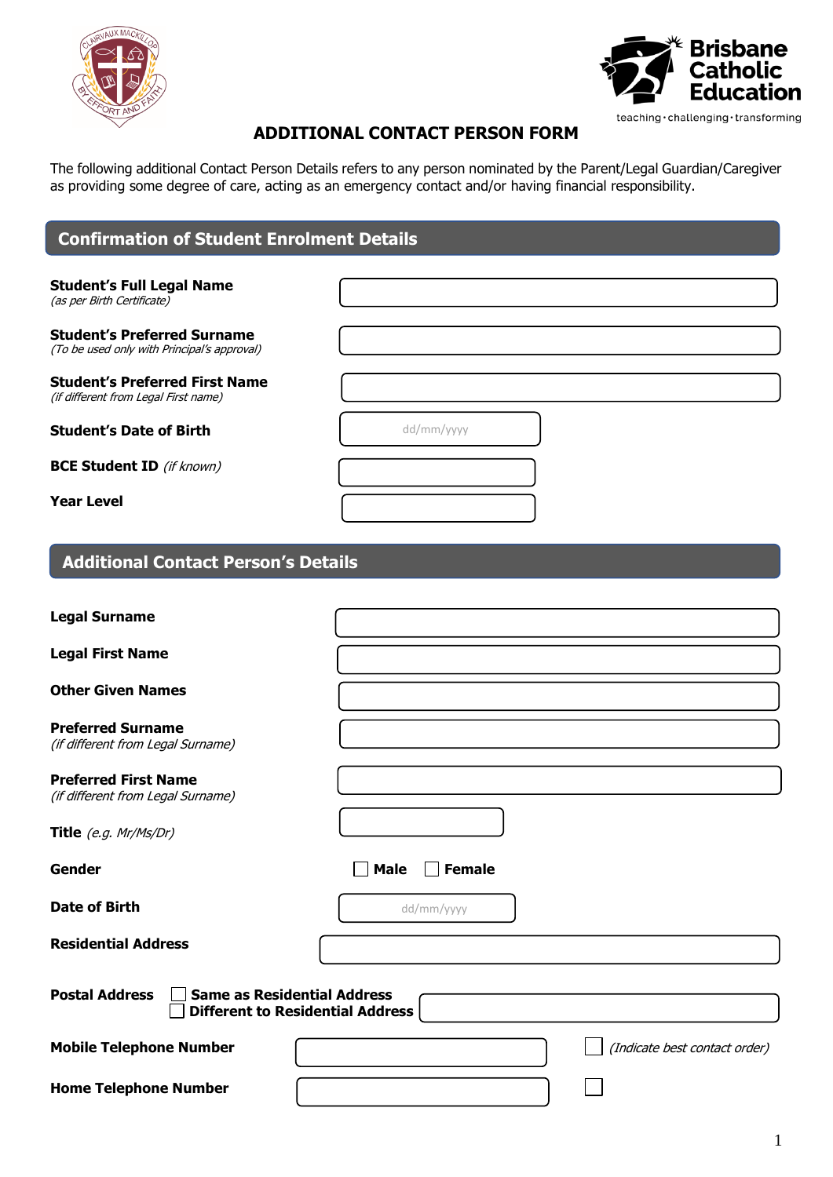Brisbane Catholic Education

teaching · challenging · transforming

# ADDITIONAL CONTACT PERSON FORM

The following additional Contact Person Details refers to any person nominated by the Parent/Legal Guardian/Caregiver as providing some degree of care, acting as an emergency contact and/or having financial responsibility.

## Confirmation of Student Enrolment Details

**Student's Full Legal Name**
*(as per Birth Certificate)*

**Student's Preferred Surname**
*(To be used only with Principal's approval)*

**Student's Preferred First Name**
*(if different from Legal First name)*

**Student's Date of Birth** dd/mm/yyyy

**BCE Student ID** *(if known)*

**Year Level**

## Additional Contact Person's Details

**Legal Surname**

**Legal First Name**

**Other Given Names**

**Preferred Surname**
*(if different from Legal Surname)*

**Preferred First Name**
*(if different from Legal Surname)*

**Title** *(e.g. Mr/Ms/Dr)*

**Gender** ☐ **Male** ☐ **Female**

**Date of Birth** dd/mm/yyyy

**Residential Address**

**Postal Address** ☐ **Same as Residential Address**
☐ **Different to Residential Address**

**Mobile Telephone Number** ☐ *(Indicate best contact order)*

**Home Telephone Number** ☐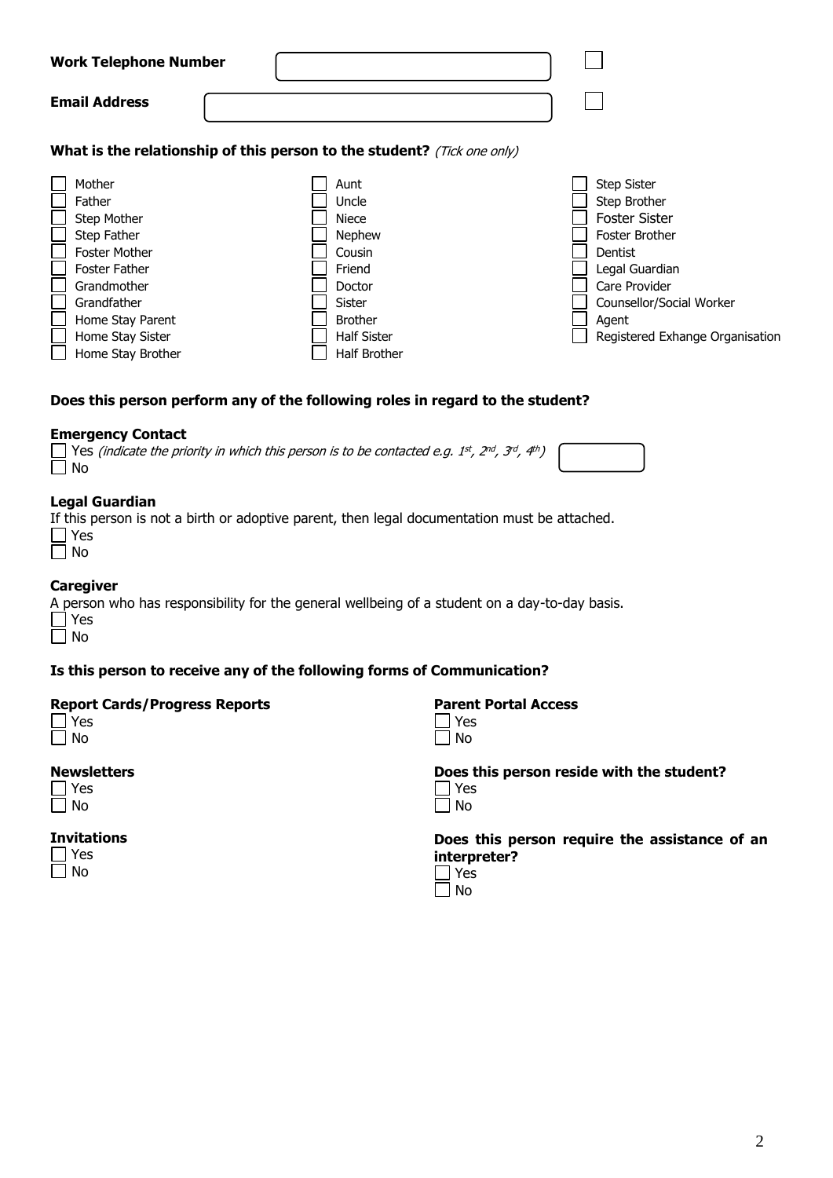**Work Telephone Number** ☐

**Email Address** ☐

**What is the relationship of this person to the student?** *(Tick one only)*

- ☐ Mother
- ☐ Father
- ☐ Step Mother
- ☐ Step Father
- ☐ Foster Mother
- ☐ Foster Father
- ☐ Grandmother
- ☐ Grandfather
- ☐ Home Stay Parent
- ☐ Home Stay Sister
- ☐ Home Stay Brother
- ☐ Aunt
- ☐ Uncle
- ☐ Niece
- ☐ Nephew
- ☐ Cousin
- ☐ Friend
- ☐ Doctor
- ☐ Sister
- ☐ Brother
- ☐ Half Sister
- ☐ Half Brother
- ☐ Step Sister
- ☐ Step Brother
- ☐ Foster Sister
- ☐ Foster Brother
- ☐ Dentist
- ☐ Legal Guardian
- ☐ Care Provider
- ☐ Counsellor/Social Worker
- ☐ Agent
- ☐ Registered Exhange Organisation

**Does this person perform any of the following roles in regard to the student?**

**Emergency Contact**

☐ Yes *(indicate the priority in which this person is to be contacted e.g. 1st, 2nd, 3rd, 4th)*
☐ No

**Legal Guardian**

If this person is not a birth or adoptive parent, then legal documentation must be attached.

☐ Yes
☐ No

**Caregiver**

A person who has responsibility for the general wellbeing of a student on a day-to-day basis.

☐ Yes
☐ No

**Is this person to receive any of the following forms of Communication?**

**Report Cards/Progress Reports**

☐ Yes
☐ No

**Newsletters**

☐ Yes
☐ No

**Invitations**

☐ Yes
☐ No

**Parent Portal Access**

☐ Yes
☐ No

**Does this person reside with the student?**

☐ Yes
☐ No

**Does this person require the assistance of an interpreter?**

☐ Yes
☐ No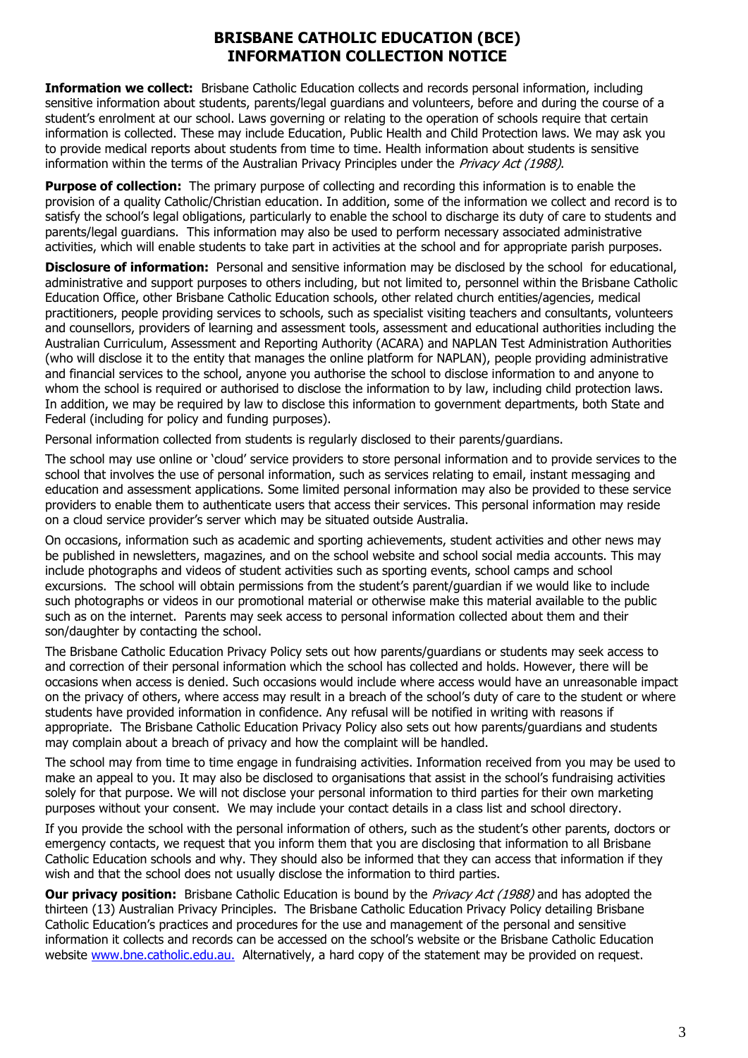# BRISBANE CATHOLIC EDUCATION (BCE)
# INFORMATION COLLECTION NOTICE

**Information we collect:** Brisbane Catholic Education collects and records personal information, including sensitive information about students, parents/legal guardians and volunteers, before and during the course of a student's enrolment at our school. Laws governing or relating to the operation of schools require that certain information is collected. These may include Education, Public Health and Child Protection laws. We may ask you to provide medical reports about students from time to time. Health information about students is sensitive information within the terms of the Australian Privacy Principles under the *Privacy Act (1988)*.

**Purpose of collection:** The primary purpose of collecting and recording this information is to enable the provision of a quality Catholic/Christian education. In addition, some of the information we collect and record is to satisfy the school's legal obligations, particularly to enable the school to discharge its duty of care to students and parents/legal guardians. This information may also be used to perform necessary associated administrative activities, which will enable students to take part in activities at the school and for appropriate parish purposes.

**Disclosure of information:** Personal and sensitive information may be disclosed by the school for educational, administrative and support purposes to others including, but not limited to, personnel within the Brisbane Catholic Education Office, other Brisbane Catholic Education schools, other related church entities/agencies, medical practitioners, people providing services to schools, such as specialist visiting teachers and consultants, volunteers and counsellors, providers of learning and assessment tools, assessment and educational authorities including the Australian Curriculum, Assessment and Reporting Authority (ACARA) and NAPLAN Test Administration Authorities (who will disclose it to the entity that manages the online platform for NAPLAN), people providing administrative and financial services to the school, anyone you authorise the school to disclose information to and anyone to whom the school is required or authorised to disclose the information to by law, including child protection laws. In addition, we may be required by law to disclose this information to government departments, both State and Federal (including for policy and funding purposes).

Personal information collected from students is regularly disclosed to their parents/guardians.

The school may use online or 'cloud' service providers to store personal information and to provide services to the school that involves the use of personal information, such as services relating to email, instant messaging and education and assessment applications. Some limited personal information may also be provided to these service providers to enable them to authenticate users that access their services. This personal information may reside on a cloud service provider's server which may be situated outside Australia.

On occasions, information such as academic and sporting achievements, student activities and other news may be published in newsletters, magazines, and on the school website and school social media accounts. This may include photographs and videos of student activities such as sporting events, school camps and school excursions. The school will obtain permissions from the student's parent/guardian if we would like to include such photographs or videos in our promotional material or otherwise make this material available to the public such as on the internet. Parents may seek access to personal information collected about them and their son/daughter by contacting the school.

The Brisbane Catholic Education Privacy Policy sets out how parents/guardians or students may seek access to and correction of their personal information which the school has collected and holds. However, there will be occasions when access is denied. Such occasions would include where access would have an unreasonable impact on the privacy of others, where access may result in a breach of the school's duty of care to the student or where students have provided information in confidence. Any refusal will be notified in writing with reasons if appropriate. The Brisbane Catholic Education Privacy Policy also sets out how parents/guardians and students may complain about a breach of privacy and how the complaint will be handled.

The school may from time to time engage in fundraising activities. Information received from you may be used to make an appeal to you. It may also be disclosed to organisations that assist in the school's fundraising activities solely for that purpose. We will not disclose your personal information to third parties for their own marketing purposes without your consent. We may include your contact details in a class list and school directory.

If you provide the school with the personal information of others, such as the student's other parents, doctors or emergency contacts, we request that you inform them that you are disclosing that information to all Brisbane Catholic Education schools and why. They should also be informed that they can access that information if they wish and that the school does not usually disclose the information to third parties.

**Our privacy position:** Brisbane Catholic Education is bound by the *Privacy Act (1988)* and has adopted the thirteen (13) Australian Privacy Principles. The Brisbane Catholic Education Privacy Policy detailing Brisbane Catholic Education's practices and procedures for the use and management of the personal and sensitive information it collects and records can be accessed on the school's website or the Brisbane Catholic Education website [www.bne.catholic.edu.au.](http://www.bne.catholic.edu.au) Alternatively, a hard copy of the statement may be provided on request.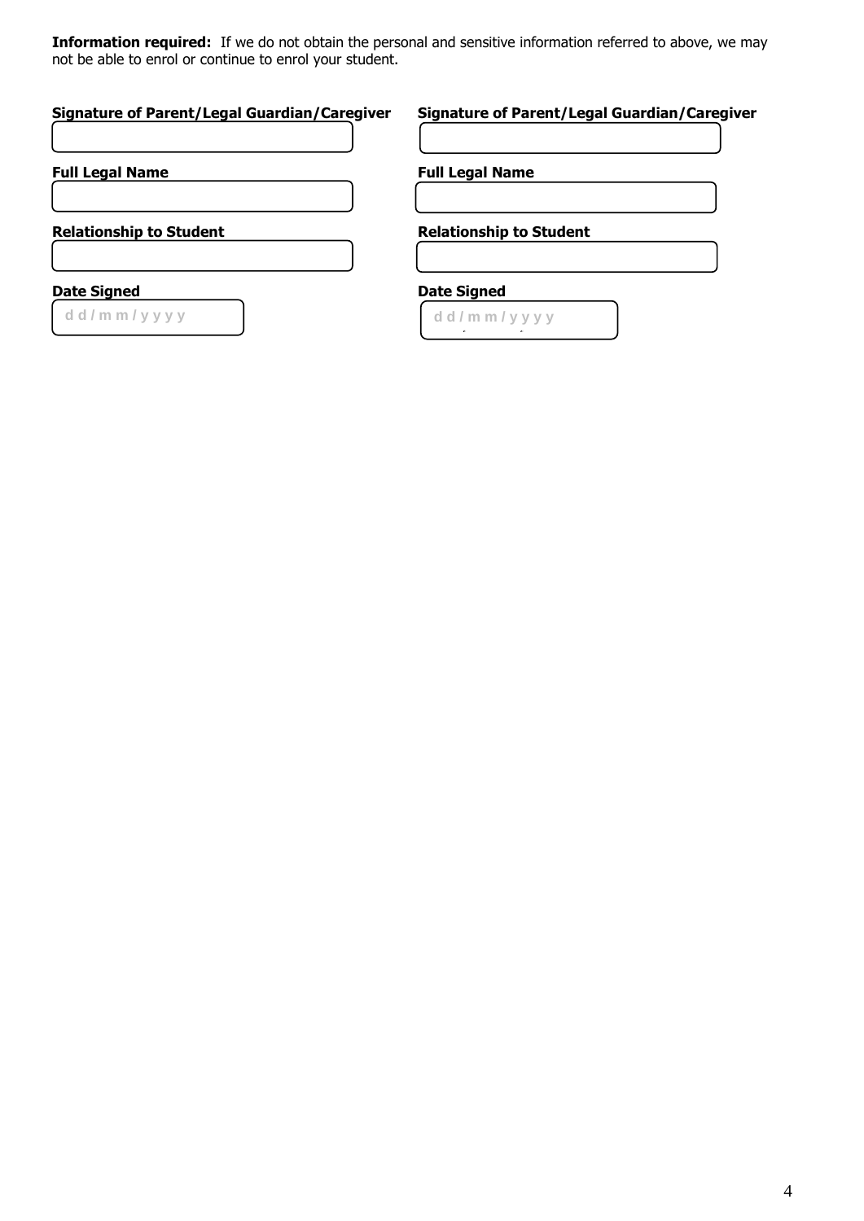**Information required:** If we do not obtain the personal and sensitive information referred to above, we may not be able to enrol or continue to enrol your student.

**Signature of Parent/Legal Guardian/Caregiver**

**Full Legal Name**

**Relationship to Student**

**Date Signed**

d d / m m / y y y y

**Signature of Parent/Legal Guardian/Caregiver**

**Full Legal Name**

**Relationship to Student**

**Date Signed**

d d / m m / y y y y